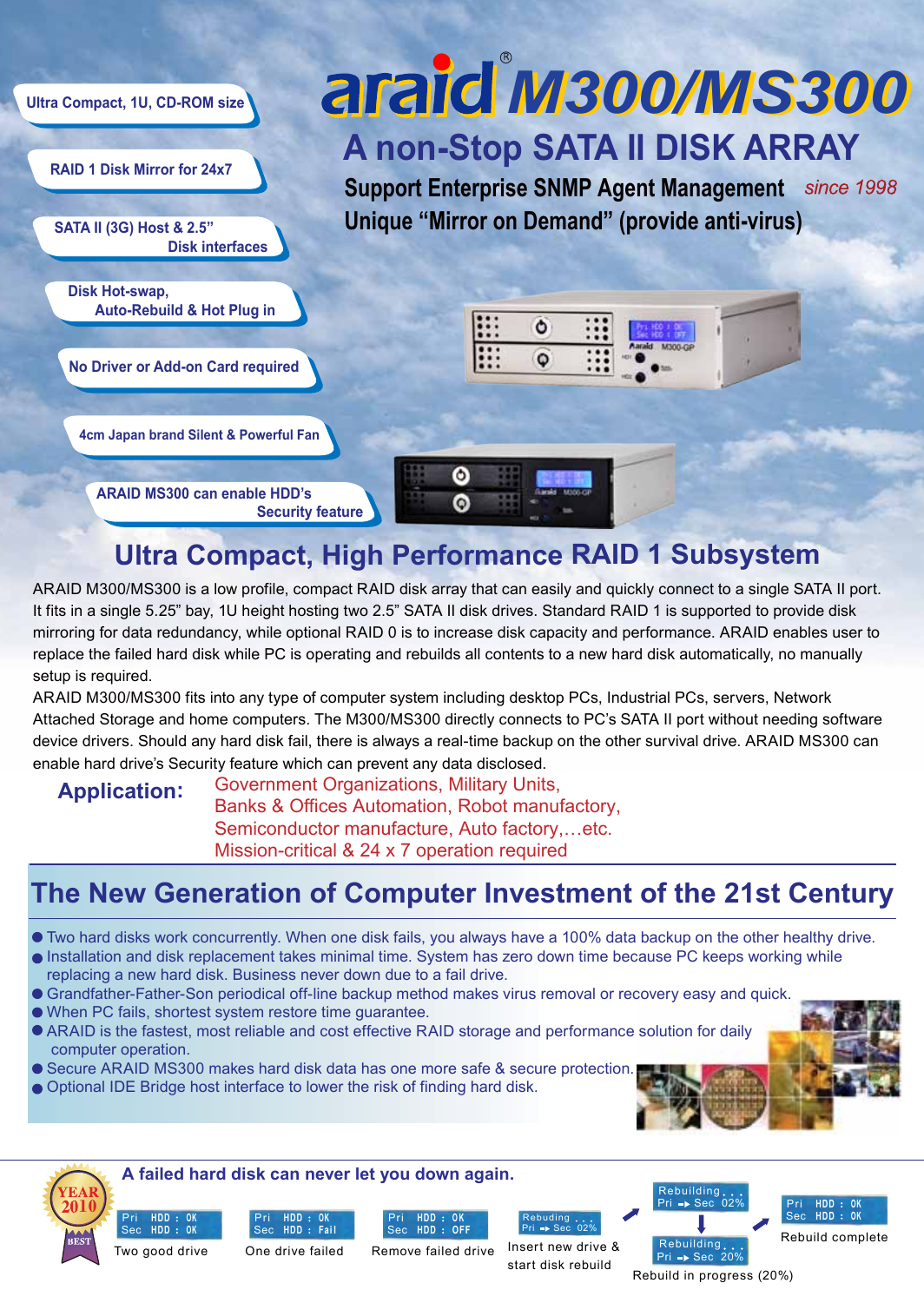# araid® M300/MS300

## A non-Stop SATA II DISK ARRAY

**Support Enterprise SNMP Agent Management** *since 1998*

**Unique "Mirror on Demand" (provide anti-virus)**

- Ultra Compact, 1U, CD-ROM size
- RAID 1 Disk Mirror for 24x7
- SATA II (3G) Host & 2.5" Disk interfaces
- Disk Hot-swap, Auto-Rebuild & Hot Plug in
- No Driver or Add-on Card required
- 4cm Japan brand Silent & Powerful Fan
- ARAID MS300 can enable HDD's Security feature

## Ultra Compact, High Performance RAID 1 Subsystem

ARAID M300/MS300 is a low profile, compact RAID disk array that can easily and quickly connect to a single SATA II port. It fits in a single 5.25" bay, 1U height hosting two 2.5" SATA II disk drives. Standard RAID 1 is supported to provide disk mirroring for data redundancy, while optional RAID 0 is to increase disk capacity and performance. ARAID enables user to replace the failed hard disk while PC is operating and rebuilds all contents to a new hard disk automatically, no manually setup is required.

ARAID M300/MS300 fits into any type of computer system including desktop PCs, Industrial PCs, servers, Network Attached Storage and home computers. The M300/MS300 directly connects to PC's SATA II port without needing software device drivers. Should any hard disk fail, there is always a real-time backup on the other survival drive. ARAID MS300 can enable hard drive's Security feature which can prevent any data disclosed.

**Application:** Government Organizations, Military Units, Banks & Offices Automation, Robot manufactory, Semiconductor manufacture, Auto factory,…etc. Mission-critical & 24 x 7 operation required

## The New Generation of Computer Investment of the 21st Century

- Two hard disks work concurrently. When one disk fails, you always have a 100% data backup on the other healthy drive.
- Installation and disk replacement takes minimal time. System has zero down time because PC keeps working while replacing a new hard disk. Business never down due to a fail drive.
- Grandfather-Father-Son periodical off-line backup method makes virus removal or recovery easy and quick.
- When PC fails, shortest system restore time guarantee.
- ARAID is the fastest, most reliable and cost effective RAID storage and performance solution for daily computer operation.
- Secure ARAID MS300 makes hard disk data has one more safe & secure protection.
- Optional IDE Bridge host interface to lower the risk of finding hard disk.

YEAR 2010 BEST

**A failed hard disk can never let you down again.**

| Display | Status |
|---|---|
| Pri HDD : OK / Sec HDD : OK | Two good drive |
| Pri HDD : OK / Sec HDD : Fail | One drive failed |
| Pri HDD : OK / Sec HDD : OFF | Remove failed drive |
| Rebuding . . . / Pri → Sec 02% | Insert new drive & start disk rebuild |
| Rebuilding . . . / Pri → Sec 02% → Rebuilding . . . / Pri → Sec 20% | Rebuild in progress (20%) |
| Pri HDD : OK / Sec HDD : OK | Rebuild complete |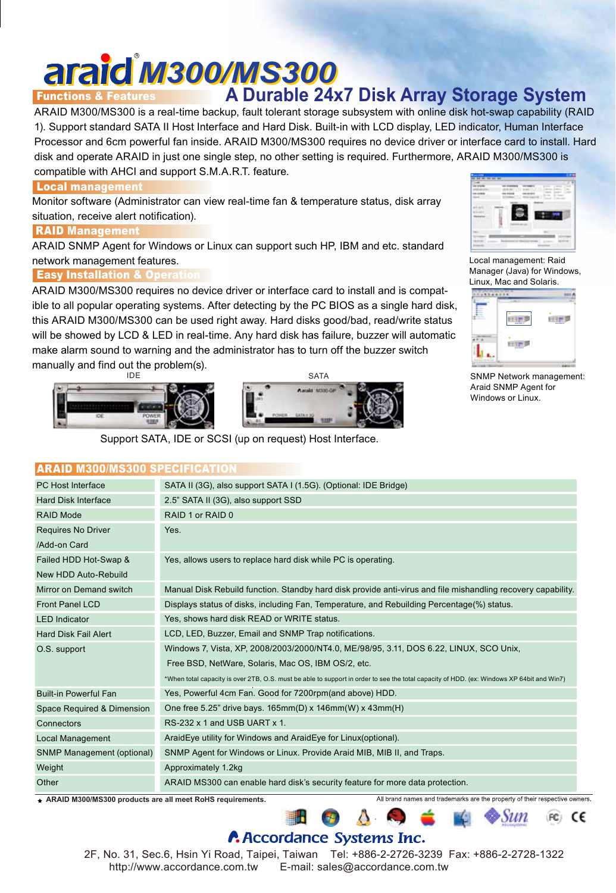# araid® M300/MS300

## A Durable 24x7 Disk Array Storage System

### Functions & Features

ARAID M300/MS300 is a real-time backup, fault tolerant storage subsystem with online disk hot-swap capability (RAID 1). Support standard SATA II Host Interface and Hard Disk. Built-in with LCD display, LED indicator, Human Interface Processor and 6cm powerful fan inside. ARAID M300/MS300 requires no device driver or interface card to install. Hard disk and operate ARAID in just one single step, no other setting is required. Furthermore, ARAID M300/MS300 is compatible with AHCI and support S.M.A.R.T. feature.

### Local management

Monitor software (Administrator can view real-time fan & temperature status, disk array situation, receive alert notification).

### RAID Management

ARAID SNMP Agent for Windows or Linux can support such HP, IBM and etc. standard network management features.

### Easy Installation & Operation

ARAID M300/MS300 requires no device driver or interface card to install and is compatible to all popular operating systems. After detecting by the PC BIOS as a single hard disk, this ARAID M300/MS300 can be used right away. Hard disks good/bad, read/write status will be showed by LCD & LED in real-time. Any hard disk has failure, buzzer will automatic make alarm sound to warning and the administrator has to turn off the buzzer switch manually and find out the problem(s).

Local management: Raid Manager (Java) for Windows, Linux, Mac and Solaris.

SNMP Network management: Araid SNMP Agent for Windows or Linux.

IDE

SATA

Support SATA, IDE or SCSI (up on request) Host Interface.

### ARAID M300/MS300 SPECIFICATION

| | |
|---|---|
| PC Host Interface | SATA II (3G), also support SATA I (1.5G). (Optional: IDE Bridge) |
| Hard Disk Interface | 2.5" SATA II (3G), also support SSD |
| RAID Mode | RAID 1 or RAID 0 |
| Requires No Driver /Add-on Card | Yes. |
| Failed HDD Hot-Swap & New HDD Auto-Rebuild | Yes, allows users to replace hard disk while PC is operating. |
| Mirror on Demand switch | Manual Disk Rebuild function. Standby hard disk provide anti-virus and file mishandling recovery capability. |
| Front Panel LCD | Displays status of disks, including Fan, Temperature, and Rebuilding Percentage(%) status. |
| LED Indicator | Yes, shows hard disk READ or WRITE status. |
| Hard Disk Fail Alert | LCD, LED, Buzzer, Email and SNMP Trap notifications. |
| O.S. support | Windows 7, Vista, XP, 2008/2003/2000/NT4.0, ME/98/95, 3.11, DOS 6.22, LINUX, SCO Unix, Free BSD, NetWare, Solaris, Mac OS, IBM OS/2, etc. *When total capacity is over 2TB, O.S. must be able to support in order to see the total capacity of HDD. (ex: Windows XP 64bit and Win7) |
| Built-in Powerful Fan | Yes, Powerful 4cm Fan. Good for 7200rpm(and above) HDD. |
| Space Required & Dimension | One free 5.25" drive bays. 165mm(D) x 146mm(W) x 43mm(H) |
| Connectors | RS-232 x 1 and USB UART x 1. |
| Local Management | AraidEye utility for Windows and AraidEye for Linux(optional). |
| SNMP Management (optional) | SNMP Agent for Windows or Linux. Provide Araid MIB, MIB II, and Traps. |
| Weight | Approximately 1.2kg |
| Other | ARAID MS300 can enable hard disk's security feature for more data protection. |

★ **ARAID M300/MS300 products are all meet RoHS requirements.**

All brand names and trademarks are the property of their respective owners.

**Accordance Systems Inc.**

2F, No. 31, Sec.6, Hsin Yi Road, Taipei, Taiwan Tel: +886-2-2726-3239 Fax: +886-2-2728-1322
http://www.accordance.com.tw E-mail: sales@accordance.com.tw